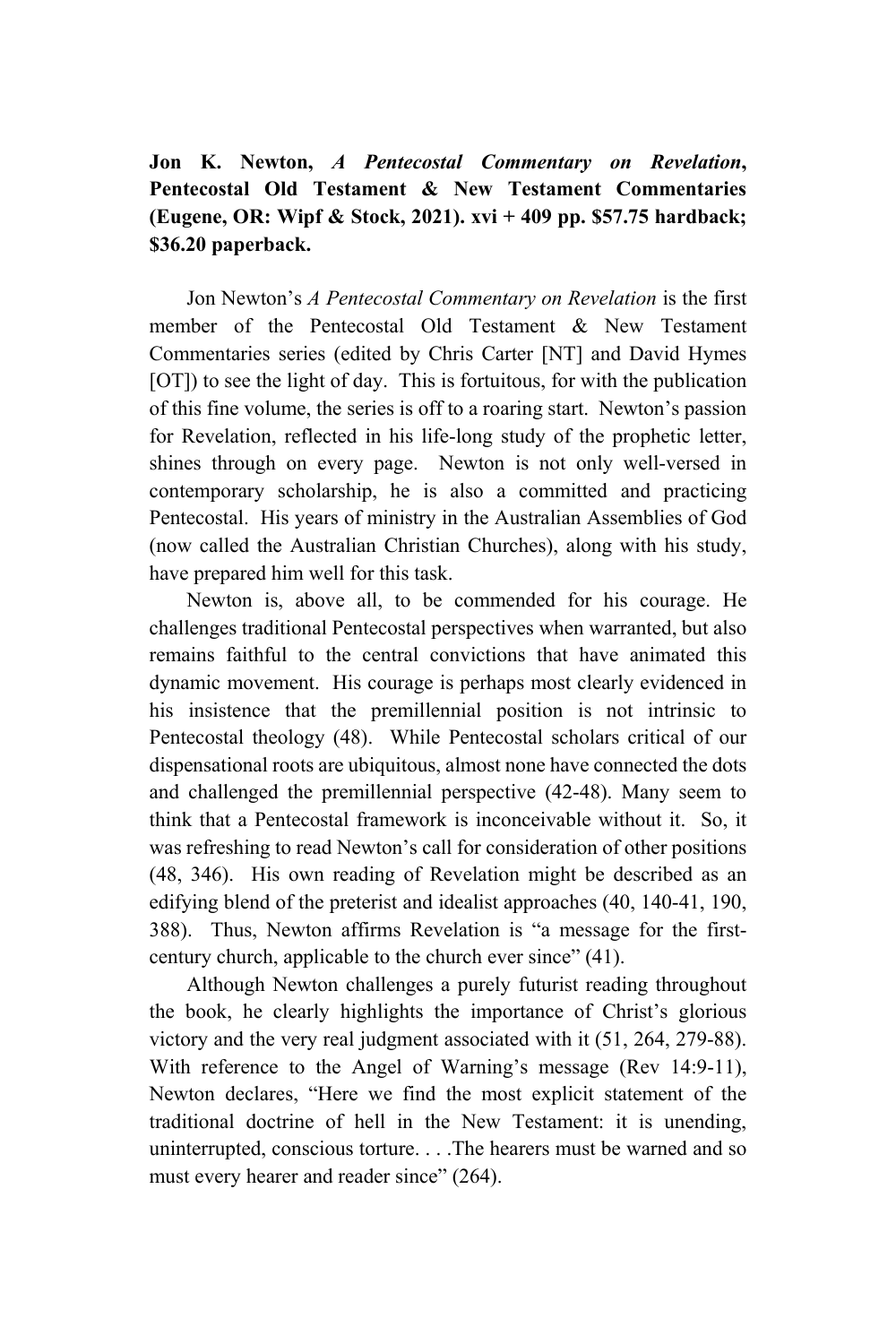**Jon K. Newton, *A Pentecostal Commentary on Revelation*, Pentecostal Old Testament & New Testament Commentaries (Eugene, OR: Wipf & Stock, 2021). xvi + 409 pp. $57.75 hardback; $36.20 paperback.**

Jon Newton's *A Pentecostal Commentary on Revelation* is the first member of the Pentecostal Old Testament & New Testament Commentaries series (edited by Chris Carter [NT] and David Hymes [OT]) to see the light of day. This is fortuitous, for with the publication of this fine volume, the series is off to a roaring start. Newton's passion for Revelation, reflected in his life-long study of the prophetic letter, shines through on every page. Newton is not only well-versed in contemporary scholarship, he is also a committed and practicing Pentecostal. His years of ministry in the Australian Assemblies of God (now called the Australian Christian Churches), along with his study, have prepared him well for this task.

Newton is, above all, to be commended for his courage. He challenges traditional Pentecostal perspectives when warranted, but also remains faithful to the central convictions that have animated this dynamic movement. His courage is perhaps most clearly evidenced in his insistence that the premillennial position is not intrinsic to Pentecostal theology (48). While Pentecostal scholars critical of our dispensational roots are ubiquitous, almost none have connected the dots and challenged the premillennial perspective (42-48). Many seem to think that a Pentecostal framework is inconceivable without it. So, it was refreshing to read Newton's call for consideration of other positions (48, 346). His own reading of Revelation might be described as an edifying blend of the preterist and idealist approaches (40, 140-41, 190, 388). Thus, Newton affirms Revelation is "a message for the first-century church, applicable to the church ever since" (41).

Although Newton challenges a purely futurist reading throughout the book, he clearly highlights the importance of Christ's glorious victory and the very real judgment associated with it (51, 264, 279-88). With reference to the Angel of Warning's message (Rev 14:9-11), Newton declares, "Here we find the most explicit statement of the traditional doctrine of hell in the New Testament: it is unending, uninterrupted, conscious torture. . . .The hearers must be warned and so must every hearer and reader since" (264).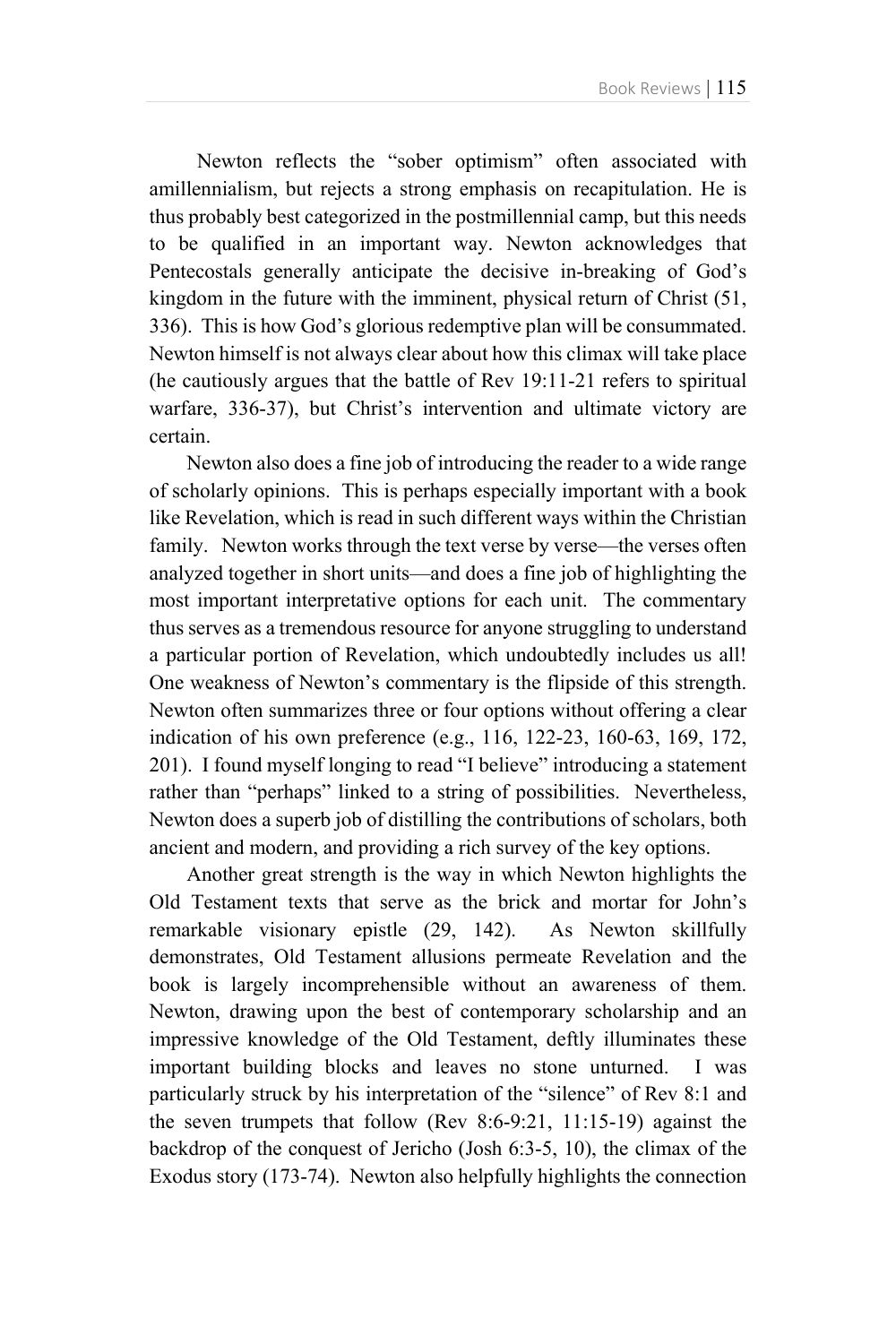Newton reflects the "sober optimism" often associated with amillennialism, but rejects a strong emphasis on recapitulation. He is thus probably best categorized in the postmillennial camp, but this needs to be qualified in an important way. Newton acknowledges that Pentecostals generally anticipate the decisive in-breaking of God's kingdom in the future with the imminent, physical return of Christ (51, 336). This is how God's glorious redemptive plan will be consummated. Newton himself is not always clear about how this climax will take place (he cautiously argues that the battle of Rev 19:11-21 refers to spiritual warfare, 336-37), but Christ's intervention and ultimate victory are certain.

Newton also does a fine job of introducing the reader to a wide range of scholarly opinions. This is perhaps especially important with a book like Revelation, which is read in such different ways within the Christian family. Newton works through the text verse by verse—the verses often analyzed together in short units—and does a fine job of highlighting the most important interpretative options for each unit. The commentary thus serves as a tremendous resource for anyone struggling to understand a particular portion of Revelation, which undoubtedly includes us all! One weakness of Newton's commentary is the flipside of this strength. Newton often summarizes three or four options without offering a clear indication of his own preference (e.g., 116, 122-23, 160-63, 169, 172, 201). I found myself longing to read "I believe" introducing a statement rather than "perhaps" linked to a string of possibilities. Nevertheless, Newton does a superb job of distilling the contributions of scholars, both ancient and modern, and providing a rich survey of the key options.

Another great strength is the way in which Newton highlights the Old Testament texts that serve as the brick and mortar for John's remarkable visionary epistle (29, 142). As Newton skillfully demonstrates, Old Testament allusions permeate Revelation and the book is largely incomprehensible without an awareness of them. Newton, drawing upon the best of contemporary scholarship and an impressive knowledge of the Old Testament, deftly illuminates these important building blocks and leaves no stone unturned. I was particularly struck by his interpretation of the "silence" of Rev 8:1 and the seven trumpets that follow (Rev 8:6-9:21, 11:15-19) against the backdrop of the conquest of Jericho (Josh 6:3-5, 10), the climax of the Exodus story (173-74). Newton also helpfully highlights the connection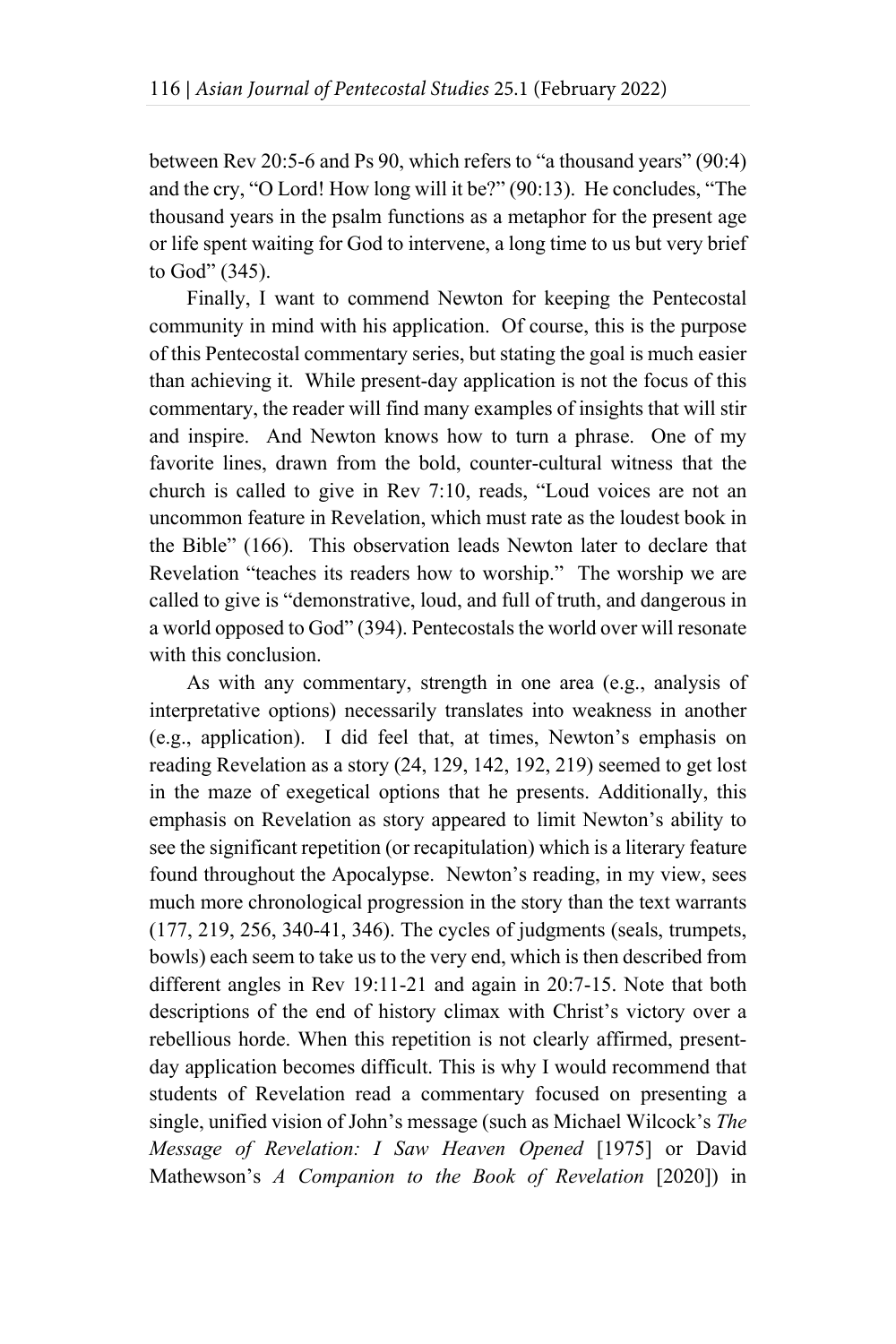between Rev 20:5-6 and Ps 90, which refers to "a thousand years" (90:4) and the cry, "O Lord! How long will it be?" (90:13). He concludes, "The thousand years in the psalm functions as a metaphor for the present age or life spent waiting for God to intervene, a long time to us but very brief to God" (345).

Finally, I want to commend Newton for keeping the Pentecostal community in mind with his application. Of course, this is the purpose of this Pentecostal commentary series, but stating the goal is much easier than achieving it. While present-day application is not the focus of this commentary, the reader will find many examples of insights that will stir and inspire. And Newton knows how to turn a phrase. One of my favorite lines, drawn from the bold, counter-cultural witness that the church is called to give in Rev 7:10, reads, "Loud voices are not an uncommon feature in Revelation, which must rate as the loudest book in the Bible" (166). This observation leads Newton later to declare that Revelation "teaches its readers how to worship." The worship we are called to give is "demonstrative, loud, and full of truth, and dangerous in a world opposed to God" (394). Pentecostals the world over will resonate with this conclusion.

As with any commentary, strength in one area (e.g., analysis of interpretative options) necessarily translates into weakness in another (e.g., application). I did feel that, at times, Newton's emphasis on reading Revelation as a story (24, 129, 142, 192, 219) seemed to get lost in the maze of exegetical options that he presents. Additionally, this emphasis on Revelation as story appeared to limit Newton's ability to see the significant repetition (or recapitulation) which is a literary feature found throughout the Apocalypse. Newton's reading, in my view, sees much more chronological progression in the story than the text warrants (177, 219, 256, 340-41, 346). The cycles of judgments (seals, trumpets, bowls) each seem to take us to the very end, which is then described from different angles in Rev 19:11-21 and again in 20:7-15. Note that both descriptions of the end of history climax with Christ's victory over a rebellious horde. When this repetition is not clearly affirmed, present-day application becomes difficult. This is why I would recommend that students of Revelation read a commentary focused on presenting a single, unified vision of John's message (such as Michael Wilcock's *The Message of Revelation: I Saw Heaven Opened* [1975] or David Mathewson's *A Companion to the Book of Revelation* [2020]) in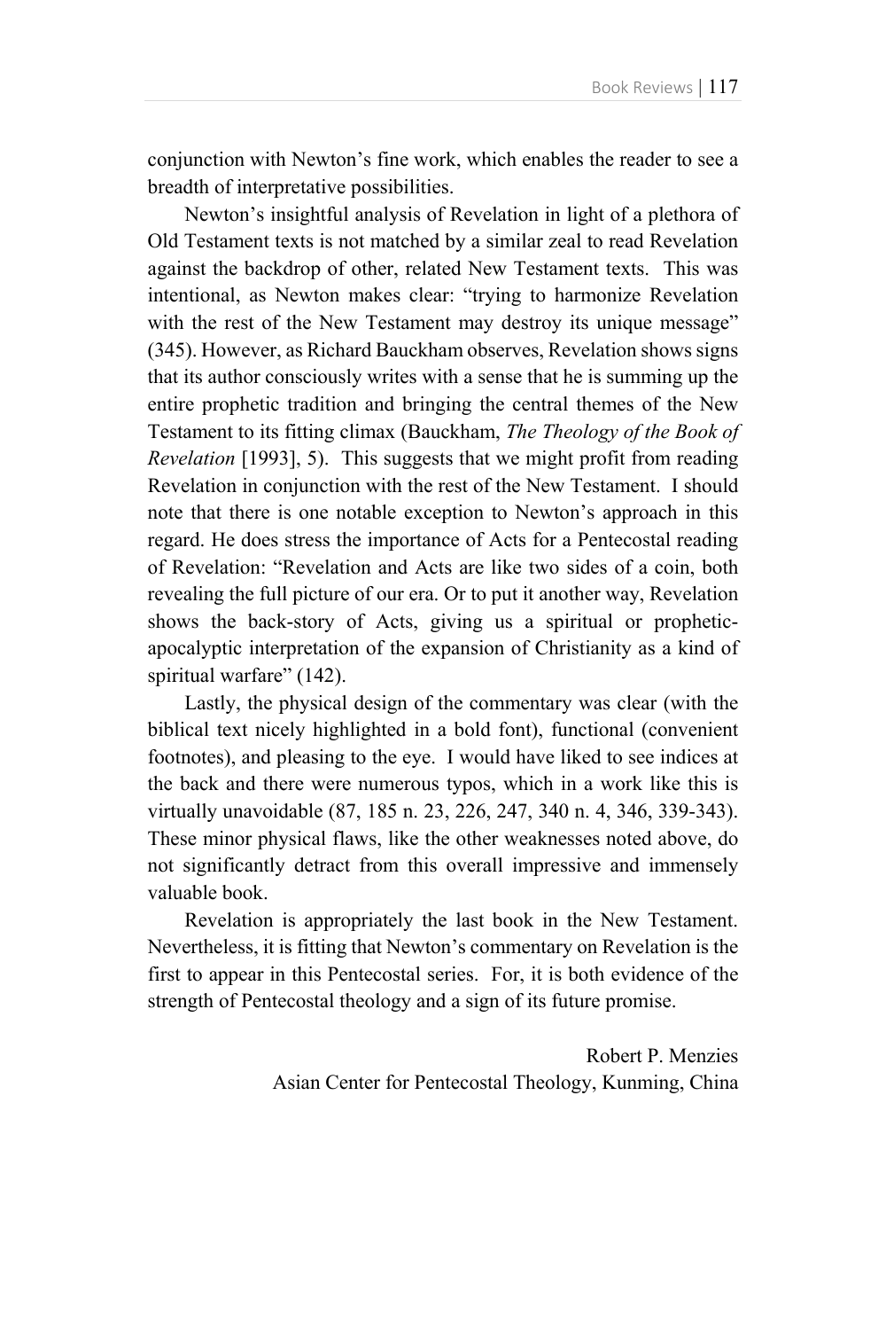conjunction with Newton's fine work, which enables the reader to see a breadth of interpretative possibilities.

Newton's insightful analysis of Revelation in light of a plethora of Old Testament texts is not matched by a similar zeal to read Revelation against the backdrop of other, related New Testament texts. This was intentional, as Newton makes clear: "trying to harmonize Revelation with the rest of the New Testament may destroy its unique message" (345). However, as Richard Bauckham observes, Revelation shows signs that its author consciously writes with a sense that he is summing up the entire prophetic tradition and bringing the central themes of the New Testament to its fitting climax (Bauckham, *The Theology of the Book of Revelation* [1993], 5). This suggests that we might profit from reading Revelation in conjunction with the rest of the New Testament. I should note that there is one notable exception to Newton's approach in this regard. He does stress the importance of Acts for a Pentecostal reading of Revelation: "Revelation and Acts are like two sides of a coin, both revealing the full picture of our era. Or to put it another way, Revelation shows the back-story of Acts, giving us a spiritual or prophetic-apocalyptic interpretation of the expansion of Christianity as a kind of spiritual warfare" (142).

Lastly, the physical design of the commentary was clear (with the biblical text nicely highlighted in a bold font), functional (convenient footnotes), and pleasing to the eye. I would have liked to see indices at the back and there were numerous typos, which in a work like this is virtually unavoidable (87, 185 n. 23, 226, 247, 340 n. 4, 346, 339-343). These minor physical flaws, like the other weaknesses noted above, do not significantly detract from this overall impressive and immensely valuable book.

Revelation is appropriately the last book in the New Testament. Nevertheless, it is fitting that Newton's commentary on Revelation is the first to appear in this Pentecostal series. For, it is both evidence of the strength of Pentecostal theology and a sign of its future promise.

Robert P. Menzies
Asian Center for Pentecostal Theology, Kunming, China